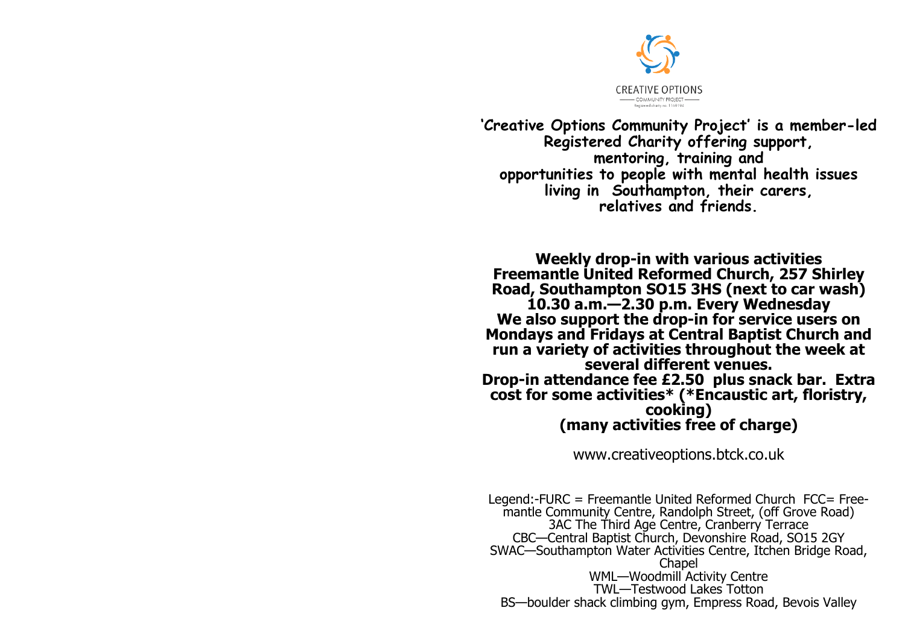CREATIVE OPTIONS
COMMUNITY PROJECT
Registered charity no. 1169194

**'Creative Options Community Project' is a member-led Registered Charity offering support, mentoring, training and opportunities to people with mental health issues living in Southampton, their carers, relatives and friends.**

**Weekly drop-in with various activities**
**Freemantle United Reformed Church, 257 Shirley Road, Southampton SO15 3HS (next to car wash)**
**10.30 a.m.—2.30 p.m. Every Wednesday**
**We also support the drop-in for service users on Mondays and Fridays at Central Baptist Church and run a variety of activities throughout the week at several different venues.**
**Drop-in attendance fee £2.50 plus snack bar. Extra cost for some activities* (*Encaustic art, floristry, cooking)**
**(many activities free of charge)**

www.creativeoptions.btck.co.uk

Legend:-FURC = Freemantle United Reformed Church FCC= Freemantle Community Centre, Randolph Street, (off Grove Road)
3AC The Third Age Centre, Cranberry Terrace
CBC—Central Baptist Church, Devonshire Road, SO15 2GY
SWAC—Southampton Water Activities Centre, Itchen Bridge Road, Chapel
WML—Woodmill Activity Centre
TWL—Testwood Lakes Totton
BS—boulder shack climbing gym, Empress Road, Bevois Valley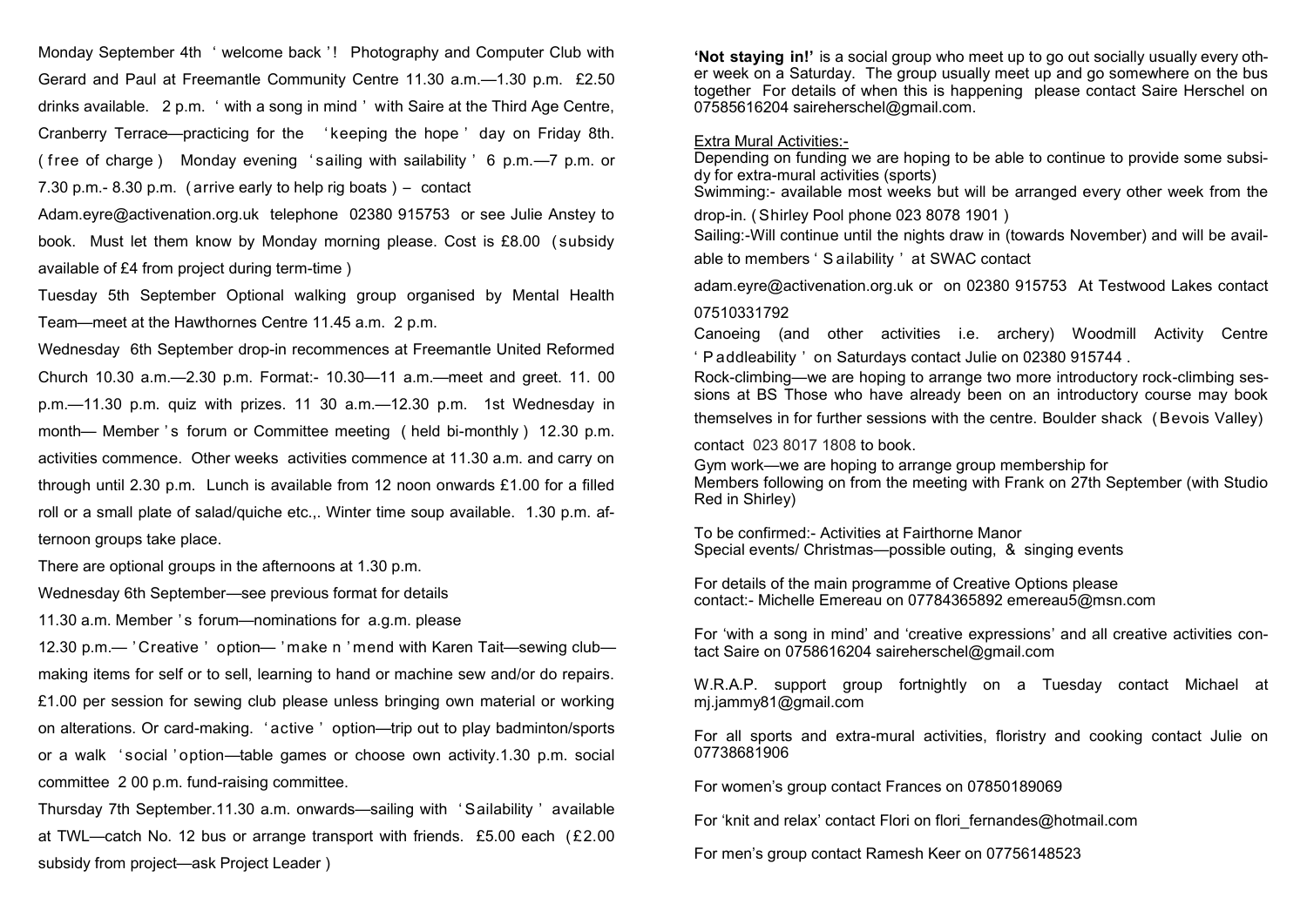Monday September 4th 'welcome back'! Photography and Computer Club with Gerard and Paul at Freemantle Community Centre 11.30 a.m.—1.30 p.m. £2.50 drinks available. 2 p.m. 'with a song in mind' with Saire at the Third Age Centre, Cranberry Terrace—practicing for the 'keeping the hope' day on Friday 8th. (free of charge) Monday evening 'sailing with sailability' 6 p.m.—7 p.m. or 7.30 p.m.- 8.30 p.m. (arrive early to help rig boats) – contact Adam.eyre@activenation.org.uk telephone 02380 915753 or see Julie Anstey to book. Must let them know by Monday morning please. Cost is £8.00 (subsidy available of £4 from project during term-time)

Tuesday 5th September Optional walking group organised by Mental Health Team—meet at the Hawthornes Centre 11.45 a.m. 2 p.m.

Wednesday 6th September drop-in recommences at Freemantle United Reformed Church 10.30 a.m.—2.30 p.m. Format:- 10.30—11 a.m.—meet and greet. 11. 00 p.m.—11.30 p.m. quiz with prizes. 11 30 a.m.—12.30 p.m. 1st Wednesday in month— Member's forum or Committee meeting (held bi-monthly) 12.30 p.m. activities commence. Other weeks activities commence at 11.30 a.m. and carry on through until 2.30 p.m. Lunch is available from 12 noon onwards £1.00 for a filled roll or a small plate of salad/quiche etc.,. Winter time soup available. 1.30 p.m. afternoon groups take place.

There are optional groups in the afternoons at 1.30 p.m.

Wednesday 6th September—see previous format for details

11.30 a.m. Member's forum—nominations for a.g.m. please

12.30 p.m.—'Creative' option—'make n 'mend with Karen Tait—sewing club—making items for self or to sell, learning to hand or machine sew and/or do repairs. £1.00 per session for sewing club please unless bringing own material or working on alterations. Or card-making. 'active' option—trip out to play badminton/sports or a walk 'social' option—table games or choose own activity.1.30 p.m. social committee 2 00 p.m. fund-raising committee.

Thursday 7th September.11.30 a.m. onwards—sailing with 'Sailability' available at TWL—catch No. 12 bus or arrange transport with friends. £5.00 each (£2.00 subsidy from project—ask Project Leader)

**'Not staying in!'** is a social group who meet up to go out socially usually every other week on a Saturday. The group usually meet up and go somewhere on the bus together For details of when this is happening please contact Saire Herschel on 07585616204 saireherschel@gmail.com.

Extra Mural Activities:-

Depending on funding we are hoping to be able to continue to provide some subsidy for extra-mural activities (sports)

Swimming:- available most weeks but will be arranged every other week from the drop-in. (Shirley Pool phone 023 8078 1901)

Sailing:-Will continue until the nights draw in (towards November) and will be available to members 'Sailability' at SWAC contact adam.eyre@activenation.org.uk or on 02380 915753 At Testwood Lakes contact 07510331792

Canoeing (and other activities i.e. archery) Woodmill Activity Centre 'Paddleability' on Saturdays contact Julie on 02380 915744 .

Rock-climbing—we are hoping to arrange two more introductory rock-climbing sessions at BS Those who have already been on an introductory course may book themselves in for further sessions with the centre. Boulder shack (Bevois Valley) contact 023 8017 1808 to book.

Gym work—we are hoping to arrange group membership for Members following on from the meeting with Frank on 27th September (with Studio Red in Shirley)

To be confirmed:- Activities at Fairthorne Manor

Special events/ Christmas—possible outing, & singing events

For details of the main programme of Creative Options please contact:- Michelle Emereau on 07784365892 emereau5@msn.com

For 'with a song in mind' and 'creative expressions' and all creative activities contact Saire on 0758616204 saireherschel@gmail.com

W.R.A.P. support group fortnightly on a Tuesday contact Michael at mj.jammy81@gmail.com

For all sports and extra-mural activities, floristry and cooking contact Julie on 07738681906

For women's group contact Frances on 07850189069

For 'knit and relax' contact Flori on flori_fernandes@hotmail.com

For men's group contact Ramesh Keer on 07756148523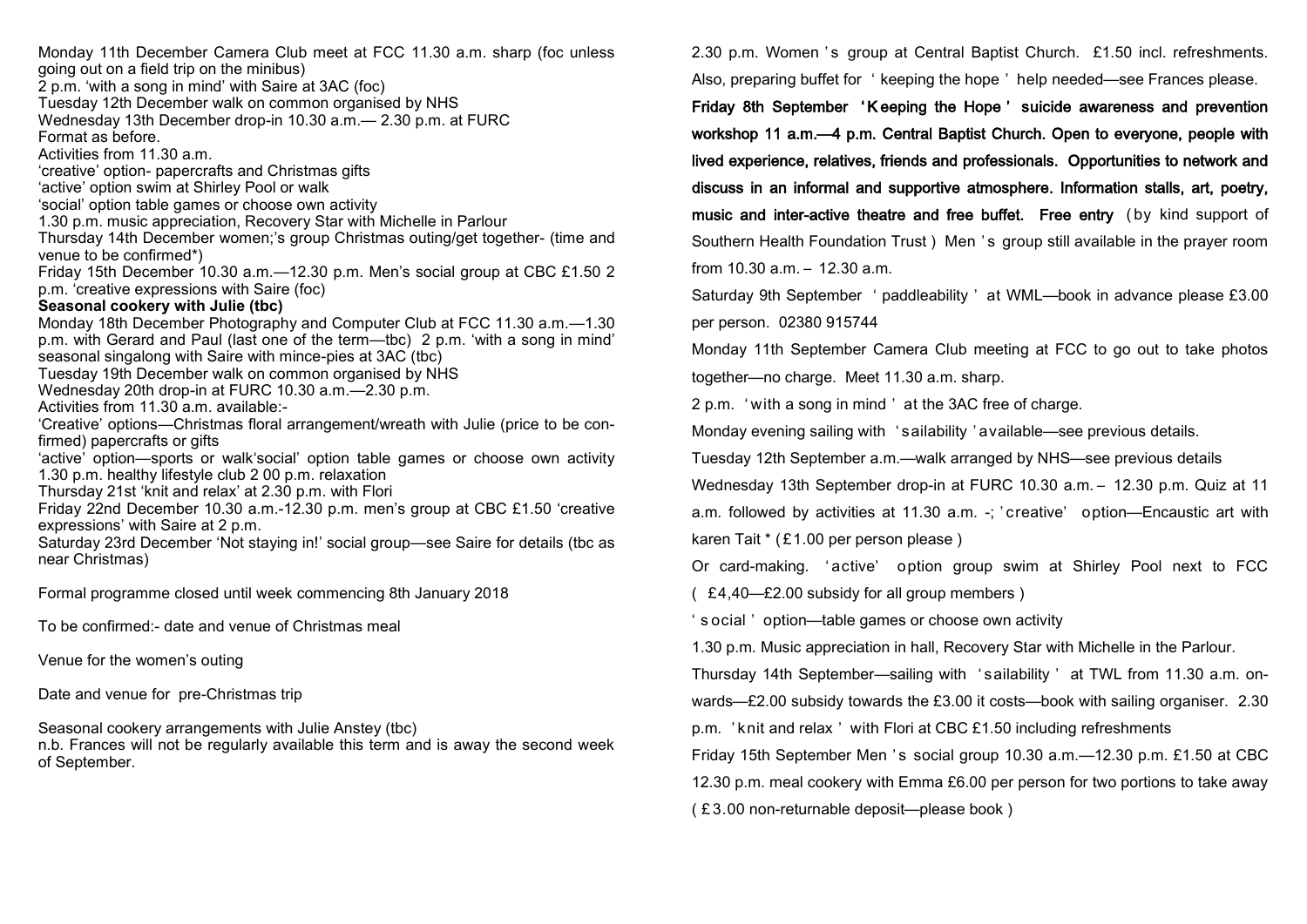Monday 11th December Camera Club meet at FCC 11.30 a.m. sharp (foc unless going out on a field trip on the minibus)

2 p.m. 'with a song in mind' with Saire at 3AC (foc)

Tuesday 12th December walk on common organised by NHS

Wednesday 13th December drop-in 10.30 a.m.— 2.30 p.m. at FURC

Format as before.

Activities from 11.30 a.m.

'creative' option- papercrafts and Christmas gifts

'active' option swim at Shirley Pool or walk

'social' option table games or choose own activity

1.30 p.m. music appreciation, Recovery Star with Michelle in Parlour

Thursday 14th December women;'s group Christmas outing/get together- (time and venue to be confirmed*)

Friday 15th December 10.30 a.m.—12.30 p.m. Men's social group at CBC £1.50 2 p.m. 'creative expressions with Saire (foc)

**Seasonal cookery with Julie (tbc)**

Monday 18th December Photography and Computer Club at FCC 11.30 a.m.—1.30 p.m. with Gerard and Paul (last one of the term—tbc) 2 p.m. 'with a song in mind' seasonal singalong with Saire with mince-pies at 3AC (tbc)

Tuesday 19th December walk on common organised by NHS

Wednesday 20th drop-in at FURC 10.30 a.m.—2.30 p.m.

Activities from 11.30 a.m. available:-

'Creative' options—Christmas floral arrangement/wreath with Julie (price to be confirmed) papercrafts or gifts

'active' option—sports or walk'social' option table games or choose own activity

1.30 p.m. healthy lifestyle club 2 00 p.m. relaxation

Thursday 21st 'knit and relax' at 2.30 p.m. with Flori

Friday 22nd December 10.30 a.m.-12.30 p.m. men's group at CBC £1.50 'creative expressions' with Saire at 2 p.m.

Saturday 23rd December 'Not staying in!' social group—see Saire for details (tbc as near Christmas)

Formal programme closed until week commencing 8th January 2018

To be confirmed:- date and venue of Christmas meal

Venue for the women's outing

Date and venue for pre-Christmas trip

Seasonal cookery arrangements with Julie Anstey (tbc)

n.b. Frances will not be regularly available this term and is away the second week of September.

2.30 p.m. Women's group at Central Baptist Church. £1.50 incl. refreshments. Also, preparing buffet for 'keeping the hope' help needed—see Frances please.

**Friday 8th September 'Keeping the Hope' suicide awareness and prevention workshop 11 a.m.—4 p.m. Central Baptist Church. Open to everyone, people with lived experience, relatives, friends and professionals. Opportunities to network and discuss in an informal and supportive atmosphere. Information stalls, art, poetry, music and inter-active theatre and free buffet. Free entry** (by kind support of Southern Health Foundation Trust) Men's group still available in the prayer room from 10.30 a.m. – 12.30 a.m.

Saturday 9th September 'paddleability' at WML—book in advance please £3.00 per person. 02380 915744

Monday 11th September Camera Club meeting at FCC to go out to take photos together—no charge. Meet 11.30 a.m. sharp.

2 p.m. 'with a song in mind' at the 3AC free of charge.

Monday evening sailing with 'sailability' available—see previous details.

Tuesday 12th September a.m.—walk arranged by NHS—see previous details

Wednesday 13th September drop-in at FURC 10.30 a.m. – 12.30 p.m. Quiz at 11 a.m. followed by activities at 11.30 a.m. -; 'creative' option—Encaustic art with karen Tait * (£1.00 per person please)

Or card-making. 'active' option group swim at Shirley Pool next to FCC (£4,40—£2.00 subsidy for all group members)

'social' option—table games or choose own activity

1.30 p.m. Music appreciation in hall, Recovery Star with Michelle in the Parlour.

Thursday 14th September—sailing with 'sailability' at TWL from 11.30 a.m. onwards—£2.00 subsidy towards the £3.00 it costs—book with sailing organiser. 2.30 p.m. 'knit and relax' with Flori at CBC £1.50 including refreshments

Friday 15th September Men's social group 10.30 a.m.—12.30 p.m. £1.50 at CBC 12.30 p.m. meal cookery with Emma £6.00 per person for two portions to take away (£3.00 non-returnable deposit—please book)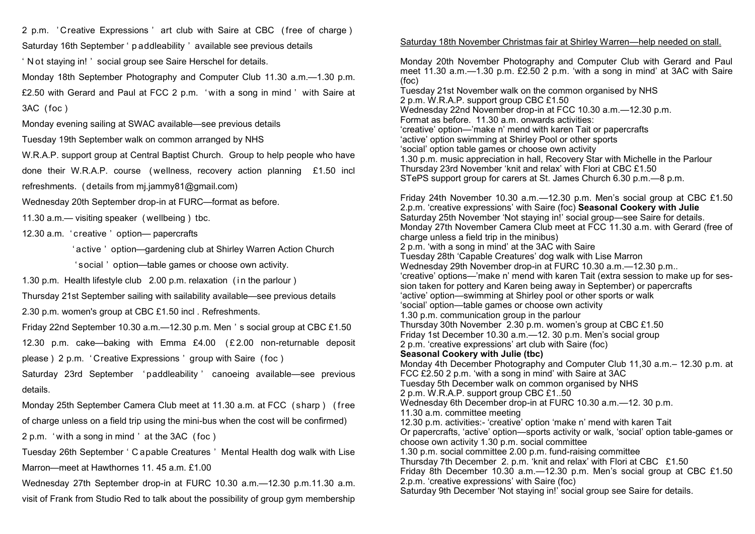2 p.m. 'Creative Expressions' art club with Saire at CBC (free of charge)

Saturday 16th September 'paddleability' available see previous details

'Not staying in!' social group see Saire Herschel for details.

Monday 18th September Photography and Computer Club 11.30 a.m.—1.30 p.m. £2.50 with Gerard and Paul at FCC 2 p.m. 'with a song in mind' with Saire at 3AC (foc)

Monday evening sailing at SWAC available—see previous details

Tuesday 19th September walk on common arranged by NHS

W.R.A.P. support group at Central Baptist Church. Group to help people who have done their W.R.A.P. course (wellness, recovery action planning £1.50 incl refreshments. (details from mj.jammy81@gmail.com)

Wednesday 20th September drop-in at FURC—format as before.

11.30 a.m.— visiting speaker (wellbeing) tbc.

12.30 a.m. 'creative' option— papercrafts

'active' option—gardening club at Shirley Warren Action Church

'social' option—table games or choose own activity.

1.30 p.m. Health lifestyle club 2.00 p.m. relaxation (in the parlour)

Thursday 21st September sailing with sailability available—see previous details

2.30 p.m. women's group at CBC £1.50 incl. Refreshments.

Friday 22nd September 10.30 a.m.—12.30 p.m. Men's social group at CBC £1.50

12.30 p.m. cake—baking with Emma £4.00 (£2.00 non-returnable deposit please) 2 p.m. 'Creative Expressions' group with Saire (foc)

Saturday 23rd September 'paddleability' canoeing available—see previous details.

Monday 25th September Camera Club meet at 11.30 a.m. at FCC (sharp) (free of charge unless on a field trip using the mini-bus when the cost will be confirmed)

2 p.m. 'with a song in mind' at the 3AC (foc)

Tuesday 26th September 'Capable Creatures' Mental Health dog walk with Lise Marron—meet at Hawthornes 11. 45 a.m. £1.00

Wednesday 27th September drop-in at FURC 10.30 a.m.—12.30 p.m.11.30 a.m. visit of Frank from Studio Red to talk about the possibility of group gym membership

<u>Saturday 18th November Christmas fair at Shirley Warren—help needed on stall.</u>

Monday 20th November Photography and Computer Club with Gerard and Paul meet 11.30 a.m.—1.30 p.m. £2.50 2 p.m. 'with a song in mind' at 3AC with Saire (foc)

Tuesday 21st November walk on the common organised by NHS

2 p.m. W.R.A.P. support group CBC £1.50

Wednesday 22nd November drop-in at FCC 10.30 a.m.—12.30 p.m.

Format as before. 11.30 a.m. onwards activities:

'creative' option—'make n' mend with karen Tait or papercrafts

'active' option swimming at Shirley Pool or other sports

'social' option table games or choose own activity

1.30 p.m. music appreciation in hall, Recovery Star with Michelle in the Parlour

Thursday 23rd November 'knit and relax' with Flori at CBC £1.50

STePS support group for carers at St. James Church 6.30 p.m.—8 p.m.

Friday 24th November 10.30 a.m.—12.30 p.m. Men's social group at CBC £1.50 2.p.m. 'creative expressions' with Saire (foc) **Seasonal Cookery with Julie**

Saturday 25th November 'Not staying in!' social group—see Saire for details.

Monday 27th November Camera Club meet at FCC 11.30 a.m. with Gerard (free of charge unless a field trip in the minibus)

2 p.m. 'with a song in mind' at the 3AC with Saire

Tuesday 28th 'Capable Creatures' dog walk with Lise Marron

Wednesday 29th November drop-in at FURC 10.30 a.m.—12.30 p.m..

'creative' options—'make n' mend with karen Tait (extra session to make up for session taken for pottery and Karen being away in September) or papercrafts

'active' option—swimming at Shirley pool or other sports or walk

'social' option—table games or choose own activity

1.30 p.m. communication group in the parlour

Thursday 30th November 2.30 p.m. women's group at CBC £1.50

Friday 1st December 10.30 a.m.—12. 30 p.m. Men's social group

2 p.m. 'creative expressions' art club with Saire (foc)

**Seasonal Cookery with Julie (tbc)**

Monday 4th December Photography and Computer Club 11,30 a.m.– 12.30 p.m. at FCC £2.50 2 p.m. 'with a song in mind' with Saire at 3AC

Tuesday 5th December walk on common organised by NHS

2 p.m. W.R.A.P. support group CBC £1..50

Wednesday 6th December drop-in at FURC 10.30 a.m.—12. 30 p.m.

11.30 a.m. committee meeting

12.30 p.m. activities:- 'creative' option 'make n' mend with karen Tait

Or papercrafts, 'active' option—sports activity or walk, 'social' option table-games or choose own activity 1.30 p.m. social committee

1.30 p.m. social committee 2.00 p.m. fund-raising committee

Thursday 7th December 2. p.m. 'knit and relax' with Flori at CBC £1.50

Friday 8th December 10.30 a.m.—12.30 p.m. Men's social group at CBC £1.50 2.p.m. 'creative expressions' with Saire (foc)

Saturday 9th December 'Not staying in!' social group see Saire for details.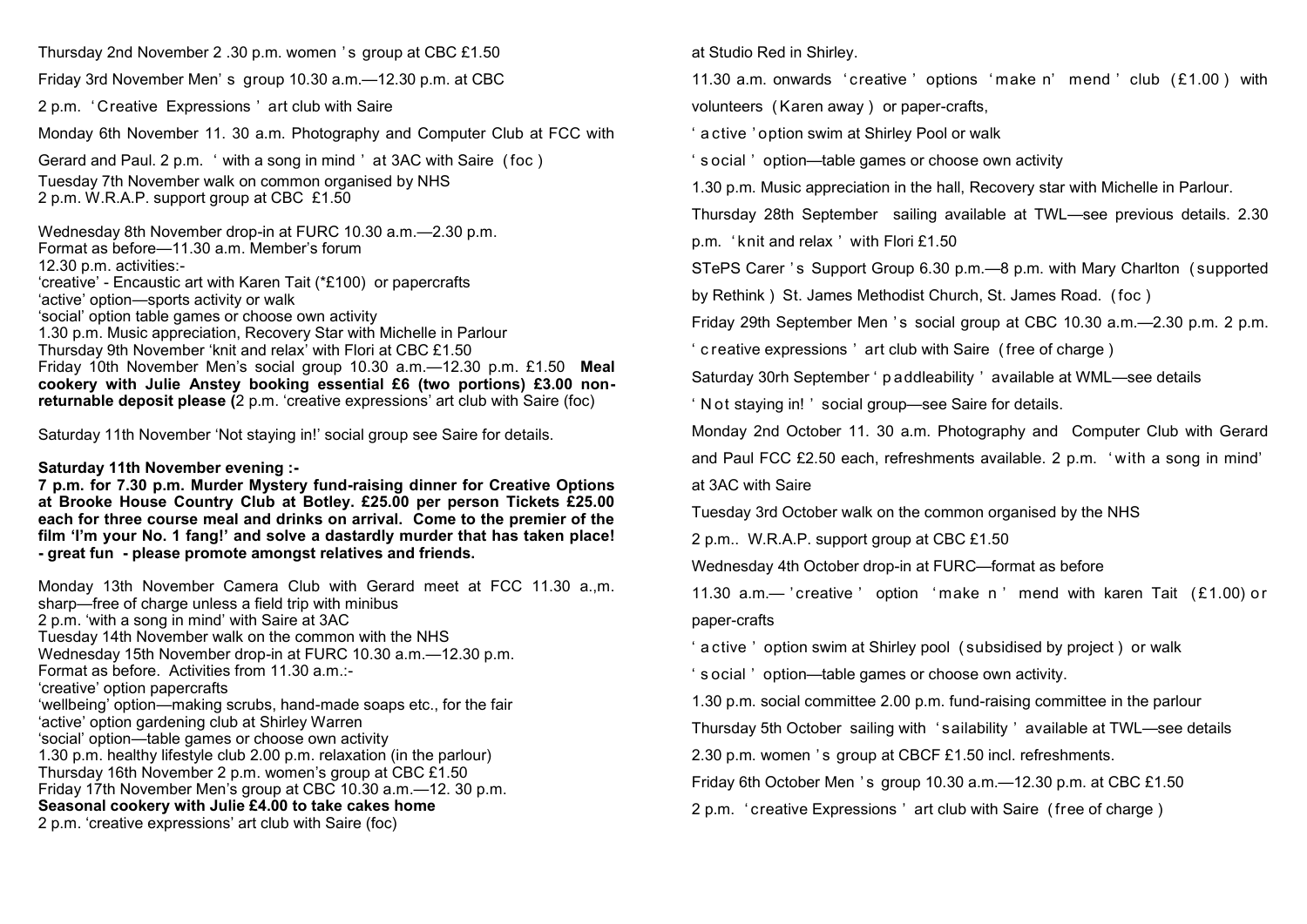Thursday 2nd November 2 .30 p.m. women 's group at CBC £1.50

Friday 3rd November Men' s group 10.30 a.m.—12.30 p.m. at CBC

2 p.m. 'Creative Expressions ' art club with Saire

Monday 6th November 11. 30 a.m. Photography and Computer Club at FCC with Gerard and Paul. 2 p.m. ' with a song in mind ' at 3AC with Saire (foc)

Tuesday 7th November walk on common organised by NHS
2 p.m. W.R.A.P. support group at CBC £1.50

Wednesday 8th November drop-in at FURC 10.30 a.m.—2.30 p.m.
Format as before—11.30 a.m. Member's forum
12.30 p.m. activities:-
'creative' - Encaustic art with Karen Tait (*£100) or papercrafts
'active' option—sports activity or walk
'social' option table games or choose own activity
1.30 p.m. Music appreciation, Recovery Star with Michelle in Parlour
Thursday 9th November 'knit and relax' with Flori at CBC £1.50
Friday 10th November Men's social group 10.30 a.m.—12.30 p.m. £1.50 **Meal cookery with Julie Anstey booking essential £6 (two portions) £3.00 non-returnable deposit please (**2 p.m. 'creative expressions' art club with Saire (foc)

Saturday 11th November 'Not staying in!' social group see Saire for details.

**Saturday 11th November evening :-**

**7 p.m. for 7.30 p.m. Murder Mystery fund-raising dinner for Creative Options at Brooke House Country Club at Botley. £25.00 per person Tickets £25.00 each for three course meal and drinks on arrival. Come to the premier of the film 'I'm your No. 1 fang!' and solve a dastardly murder that has taken place! - great fun - please promote amongst relatives and friends.**

Monday 13th November Camera Club with Gerard meet at FCC 11.30 a.,m. sharp—free of charge unless a field trip with minibus
2 p.m. 'with a song in mind' with Saire at 3AC
Tuesday 14th November walk on the common with the NHS
Wednesday 15th November drop-in at FURC 10.30 a.m.—12.30 p.m.
Format as before. Activities from 11.30 a.m.:-
'creative' option papercrafts
'wellbeing' option—making scrubs, hand-made soaps etc., for the fair
'active' option gardening club at Shirley Warren
'social' option—table games or choose own activity
1.30 p.m. healthy lifestyle club 2.00 p.m. relaxation (in the parlour)
Thursday 16th November 2 p.m. women's group at CBC £1.50
Friday 17th November Men's group at CBC 10.30 a.m.—12. 30 p.m.
**Seasonal cookery with Julie £4.00 to take cakes home**
2 p.m. 'creative expressions' art club with Saire (foc)

at Studio Red in Shirley.

11.30 a.m. onwards 'creative ' options 'make n' mend ' club (£1.00) with volunteers (Karen away) or paper-crafts,

'active ' option swim at Shirley Pool or walk

'social ' option—table games or choose own activity

1.30 p.m. Music appreciation in the hall, Recovery star with Michelle in Parlour.

Thursday 28th September sailing available at TWL—see previous details. 2.30 p.m. 'knit and relax ' with Flori £1.50

STePS Carer 's Support Group 6.30 p.m.—8 p.m. with Mary Charlton (supported by Rethink) St. James Methodist Church, St. James Road. (foc)

Friday 29th September Men 's social group at CBC 10.30 a.m.—2.30 p.m. 2 p.m. 'creative expressions ' art club with Saire (free of charge)

Saturday 30rh September 'paddleability ' available at WML—see details

'Not staying in! ' social group—see Saire for details.

Monday 2nd October 11. 30 a.m. Photography and Computer Club with Gerard and Paul FCC £2.50 each, refreshments available. 2 p.m. 'with a song in mind' at 3AC with Saire

Tuesday 3rd October walk on the common organised by the NHS

2 p.m.. W.R.A.P. support group at CBC £1.50

Wednesday 4th October drop-in at FURC—format as before

11.30 a.m.— 'creative ' option 'make n ' mend with karen Tait (£1.00) or paper-crafts

'active ' option swim at Shirley pool (subsidised by project) or walk

'social ' option—table games or choose own activity.

1.30 p.m. social committee 2.00 p.m. fund-raising committee in the parlour

Thursday 5th October sailing with 'sailability ' available at TWL—see details

2.30 p.m. women 's group at CBCF £1.50 incl. refreshments.

Friday 6th October Men 's group 10.30 a.m.—12.30 p.m. at CBC £1.50

2 p.m. 'creative Expressions ' art club with Saire (free of charge)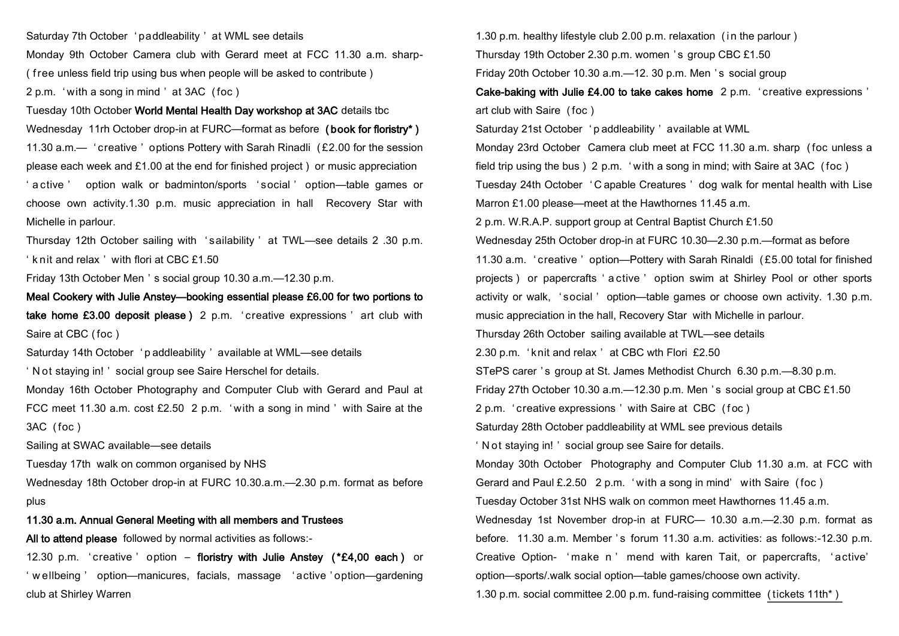Saturday 7th October 'paddleability' at WML see details

Monday 9th October Camera club with Gerard meet at FCC 11.30 a.m. sharp- (free unless field trip using bus when people will be asked to contribute)

2 p.m. 'with a song in mind' at 3AC (foc)

Tuesday 10th October **World Mental Health Day workshop at 3AC** details tbc

Wednesday 11rh October drop-in at FURC—format as before **(book for floristry*)** 11.30 a.m.— 'creative' options Pottery with Sarah Rinadli (£2.00 for the session please each week and £1.00 at the end for finished project) or music appreciation 'active' option walk or badminton/sports 'social' option—table games or choose own activity.1.30 p.m. music appreciation in hall Recovery Star with Michelle in parlour.

Thursday 12th October sailing with 'sailability' at TWL—see details 2 .30 p.m. 'knit and relax' with flori at CBC £1.50

Friday 13th October Men's social group 10.30 a.m.—12.30 p.m.

**Meal Cookery with Julie Anstey—booking essential please £6.00 for two portions to take home £3.00 deposit please)** 2 p.m. 'creative expressions' art club with Saire at CBC (foc)

Saturday 14th October 'paddleability' available at WML—see details

'Not staying in!' social group see Saire Herschel for details.

Monday 16th October Photography and Computer Club with Gerard and Paul at FCC meet 11.30 a.m. cost £2.50 2 p.m. 'with a song in mind' with Saire at the 3AC (foc)

Sailing at SWAC available—see details

Tuesday 17th walk on common organised by NHS

Wednesday 18th October drop-in at FURC 10.30.a.m.—2.30 p.m. format as before plus

**11.30 a.m. Annual General Meeting with all members and Trustees**

**All to attend please** followed by normal activities as follows:-

12.30 p.m. 'creative' option – **floristry with Julie Anstey (*£4,00 each)** or 'wellbeing' option—manicures, facials, massage 'active' option—gardening club at Shirley Warren

1.30 p.m. healthy lifestyle club 2.00 p.m. relaxation (in the parlour)

Thursday 19th October 2.30 p.m. women's group CBC £1.50

Friday 20th October 10.30 a.m.—12. 30 p.m. Men's social group

**Cake-baking with Julie £4.00 to take cakes home** 2 p.m. 'creative expressions' art club with Saire (foc)

Saturday 21st October 'paddleability' available at WML

Monday 23rd October Camera club meet at FCC 11.30 a.m. sharp (foc unless a field trip using the bus) 2 p.m. 'with a song in mind; with Saire at 3AC (foc)

Tuesday 24th October 'Capable Creatures' dog walk for mental health with Lise Marron £1.00 please—meet at the Hawthornes 11.45 a.m.

2 p.m. W.R.A.P. support group at Central Baptist Church £1.50

Wednesday 25th October drop-in at FURC 10.30—2.30 p.m.—format as before

11.30 a.m. 'creative' option—Pottery with Sarah Rinaldi (£5.00 total for finished projects) or papercrafts 'active' option swim at Shirley Pool or other sports activity or walk, 'social' option—table games or choose own activity. 1.30 p.m. music appreciation in the hall, Recovery Star with Michelle in parlour.

Thursday 26th October sailing available at TWL—see details

2.30 p.m. 'knit and relax' at CBC wth Flori £2.50

STePS carer's group at St. James Methodist Church 6.30 p.m.—8.30 p.m.

Friday 27th October 10.30 a.m.—12.30 p.m. Men's social group at CBC £1.50

2 p.m. 'creative expressions' with Saire at CBC (foc)

Saturday 28th October paddleability at WML see previous details

'Not staying in!' social group see Saire for details.

Monday 30th October Photography and Computer Club 11.30 a.m. at FCC with Gerard and Paul £.2.50 2 p.m. 'with a song in mind' with Saire (foc)

Tuesday October 31st NHS walk on common meet Hawthornes 11.45 a.m.

Wednesday 1st November drop-in at FURC— 10.30 a.m.—2.30 p.m. format as before. 11.30 a.m. Member's forum 11.30 a.m. activities: as follows:-12.30 p.m. Creative Option- 'make n' mend with karen Tait, or papercrafts, 'active' option—sports/.walk social option—table games/choose own activity.

1.30 p.m. social committee 2.00 p.m. fund-raising committee (tickets 11th*)